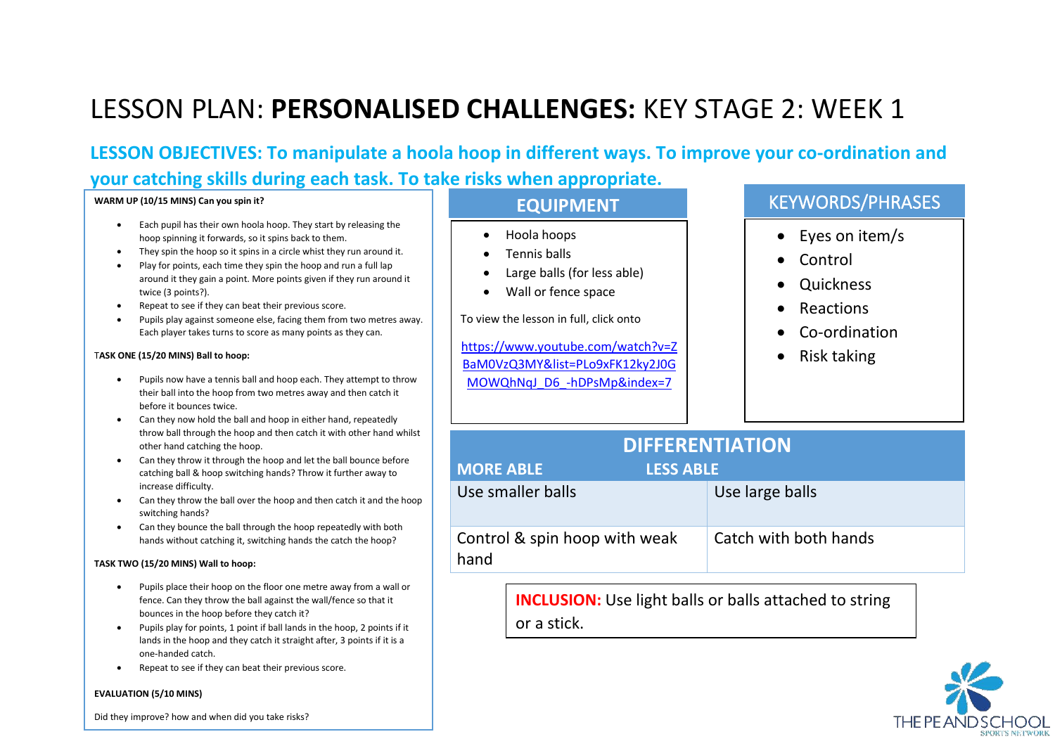# LESSON PLAN: **PERSONALISED CHALLENGES:** KEY STAGE 2: WEEK 1

## LESSON OBJECTIVES: To manipulate a hoola hoop in different ways. To improve your co-ordination and your catching skills during each task. To take risks when appropriate.

**WARM UP (10/15 MINS) Can you spin it?**

- Each pupil has their own hoola hoop. They start by releasing the hoop spinning it forwards, so it spins back to them.
- They spin the hoop so it spins in a circle whist they run around it.
- Play for points, each time they spin the hoop and run a full lap around it they gain a point. More points given if they run around it twice (3 points?).
- Repeat to see if they can beat their previous score.
- Pupils play against someone else, facing them from two metres away. Each player takes turns to score as many points as they can.

**TASK ONE (15/20 MINS) Ball to hoop:**

- Pupils now have a tennis ball and hoop each. They attempt to throw their ball into the hoop from two metres away and then catch it before it bounces twice.
- Can they now hold the ball and hoop in either hand, repeatedly throw ball through the hoop and then catch it with other hand whilst other hand catching the hoop.
- Can they throw it through the hoop and let the ball bounce before catching ball & hoop switching hands? Throw it further away to increase difficulty.
- Can they throw the ball over the hoop and then catch it and the hoop switching hands?
- Can they bounce the ball through the hoop repeatedly with both hands without catching it, switching hands the catch the hoop?

**TASK TWO (15/20 MINS) Wall to hoop:**

- Pupils place their hoop on the floor one metre away from a wall or fence. Can they throw the ball against the wall/fence so that it bounces in the hoop before they catch it?
- Pupils play for points, 1 point if ball lands in the hoop, 2 points if it lands in the hoop and they catch it straight after, 3 points if it is a one-handed catch.
- Repeat to see if they can beat their previous score.

**EVALUATION (5/10 MINS)**

Did they improve? how and when did you take risks?

## EQUIPMENT

- Hoola hoops
- Tennis balls
- Large balls (for less able)
- Wall or fence space

To view the lesson in full, click onto

https://www.youtube.com/watch?v=ZBaM0VzQ3MY&list=PLo9xFK12ky2J0GMOWQhNqJ_D6_-hDPsMp&index=7

## KEYWORDS/PHRASES

- Eyes on item/s
- Control
- Quickness
- Reactions
- Co-ordination
- Risk taking

## DIFFERENTIATION

| MORE ABLE | LESS ABLE |
|---|---|
| Use smaller balls | Use large balls |
| Control & spin hoop with weak hand | Catch with both hands |

**INCLUSION:** Use light balls or balls attached to string or a stick.

THE PE AND SCHOOL SPORTS NETWORK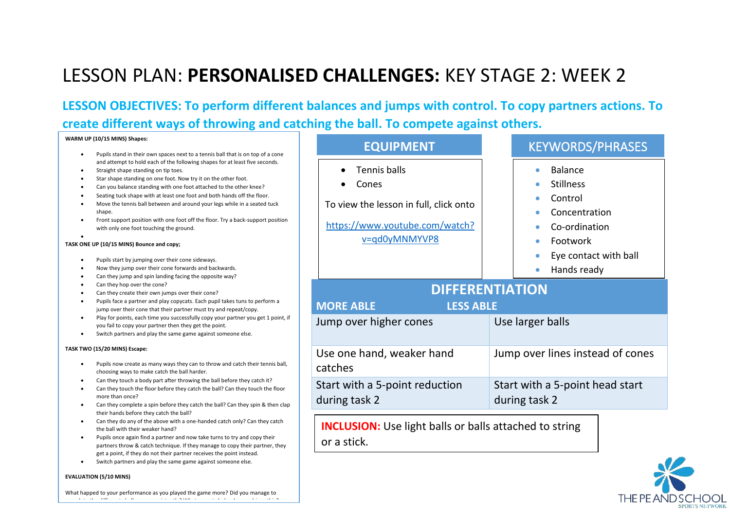# LESSON PLAN: **PERSONALISED CHALLENGES:** KEY STAGE 2: WEEK 2

**LESSON OBJECTIVES: To perform different balances and jumps with control. To copy partners actions. To create different ways of throwing and catching the ball. To compete against others.**

**WARM UP (10/15 MINS) Shapes:**

- Pupils stand in their own spaces next to a tennis ball that is on top of a cone and attempt to hold each of the following shapes for at least five seconds.
- Straight shape standing on tip toes.
- Star shape standing on one foot. Now try it on the other foot.
- Can you balance standing with one foot attached to the other knee?
- Seating tuck shape with at least one foot and both hands off the floor.
- Move the tennis ball between and around your legs while in a seated tuck shape.
- Front support position with one foot off the floor. Try a back-support position with only one foot touching the ground.

**TASK ONE UP (10/15 MINS) Bounce and copy;**

- Pupils start by jumping over their cone sideways.
- Now they jump over their cone forwards and backwards.
- Can they jump and spin landing facing the opposite way?
- Can they hop over the cone?
- Can they create their own jumps over their cone?
- Pupils face a partner and play copycats. Each pupil takes tuns to perform a jump over their cone that their partner must try and repeat/copy.
- Play for points, each time you successfully copy your partner you get 1 point, if you fail to copy your partner then they get the point.
- Switch partners and play the same game against someone else.

**TASK TWO (15/20 MINS) Escape:**

- Pupils now create as many ways they can to throw and catch their tennis ball, choosing ways to make catch the ball harder.
- Can they touch a body part after throwing the ball before they catch it?
- Can they touch the floor before they catch the ball? Can they touch the floor more than once?
- Can they complete a spin before they catch the ball? Can they spin & then clap their hands before they catch the ball?
- Can they do any of the above with a one-handed catch only? Can they catch the ball with their weaker hand?
- Pupils once again find a partner and now take turns to try and copy their partners throw & catch technique. If they manage to copy their partner, they get a point, if they do not their partner receives the point instead.
- Switch partners and play the same game against someone else.

**EVALUATION (5/10 MINS)**

What happened to your performance as you played the game more? Did you manage to

## EQUIPMENT

- Tennis balls
- Cones

To view the lesson in full, click onto

https://www.youtube.com/watch?v=qd0yMNMYVP8

## KEYWORDS/PHRASES

- Balance
- Stillness
- Control
- Concentration
- Co-ordination
- Footwork
- Eye contact with ball
- Hands ready

## DIFFERENTIATION

| MORE ABLE | LESS ABLE |
| --- | --- |
| Jump over higher cones | Use larger balls |
| Use one hand, weaker hand catches | Jump over lines instead of cones |
| Start with a 5-point reduction during task 2 | Start with a 5-point head start during task 2 |

**INCLUSION:** Use light balls or balls attached to string or a stick.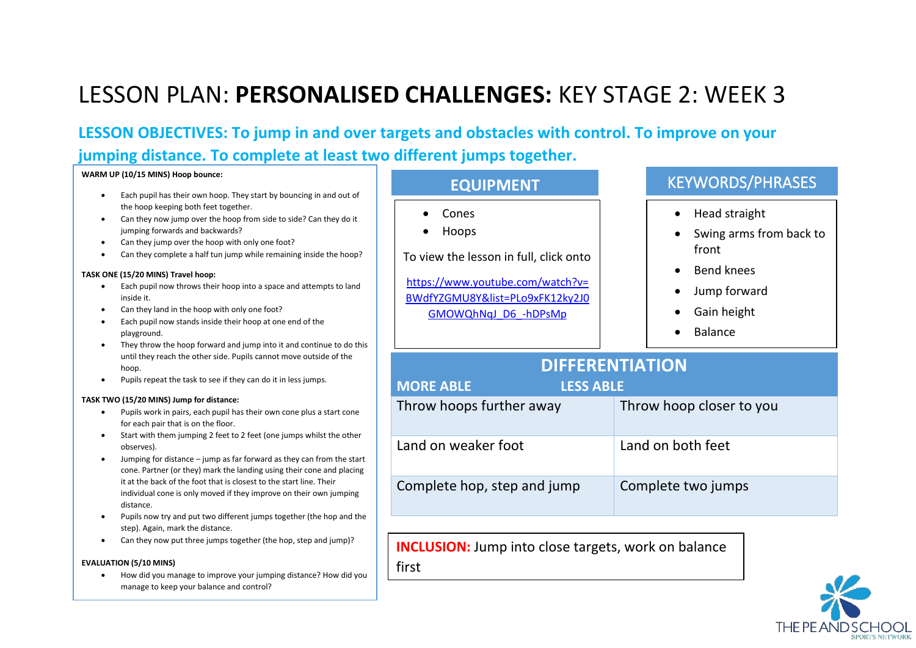# LESSON PLAN: **PERSONALISED CHALLENGES:** KEY STAGE 2: WEEK 3

## LESSON OBJECTIVES: To jump in and over targets and obstacles with control. To improve on your jumping distance. To complete at least two different jumps together.

**WARM UP (10/15 MINS) Hoop bounce:**

- Each pupil has their own hoop. They start by bouncing in and out of the hoop keeping both feet together.
- Can they now jump over the hoop from side to side? Can they do it jumping forwards and backwards?
- Can they jump over the hoop with only one foot?
- Can they complete a half tun jump while remaining inside the hoop?

**TASK ONE (15/20 MINS) Travel hoop:**

- Each pupil now throws their hoop into a space and attempts to land inside it.
- Can they land in the hoop with only one foot?
- Each pupil now stands inside their hoop at one end of the playground.
- They throw the hoop forward and jump into it and continue to do this until they reach the other side. Pupils cannot move outside of the hoop.
- Pupils repeat the task to see if they can do it in less jumps.

**TASK TWO (15/20 MINS) Jump for distance:**

- Pupils work in pairs, each pupil has their own cone plus a start cone for each pair that is on the floor.
- Start with them jumping 2 feet to 2 feet (one jumps whilst the other observes).
- Jumping for distance – jump as far forward as they can from the start cone. Partner (or they) mark the landing using their cone and placing it at the back of the foot that is closest to the start line. Their individual cone is only moved if they improve on their own jumping distance.
- Pupils now try and put two different jumps together (the hop and the step). Again, mark the distance.
- Can they now put three jumps together (the hop, step and jump)?

**EVALUATION (5/10 MINS)**

- How did you manage to improve your jumping distance? How did you manage to keep your balance and control?

## EQUIPMENT

- Cones
- Hoops

To view the lesson in full, click onto

https://www.youtube.com/watch?v=BWdfYZGMU8Y&list=PLo9xFK12ky2J0GMOWQhNqJ_D6_-hDPsMp

## KEYWORDS/PHRASES

- Head straight
- Swing arms from back to front
- Bend knees
- Jump forward
- Gain height
- Balance

## DIFFERENTIATION

| MORE ABLE | LESS ABLE |
|---|---|
| Throw hoops further away | Throw hoop closer to you |
| Land on weaker foot | Land on both feet |
| Complete hop, step and jump | Complete two jumps |

**INCLUSION:** Jump into close targets, work on balance first

THE PE AND SCHOOL SPORTS NETWORK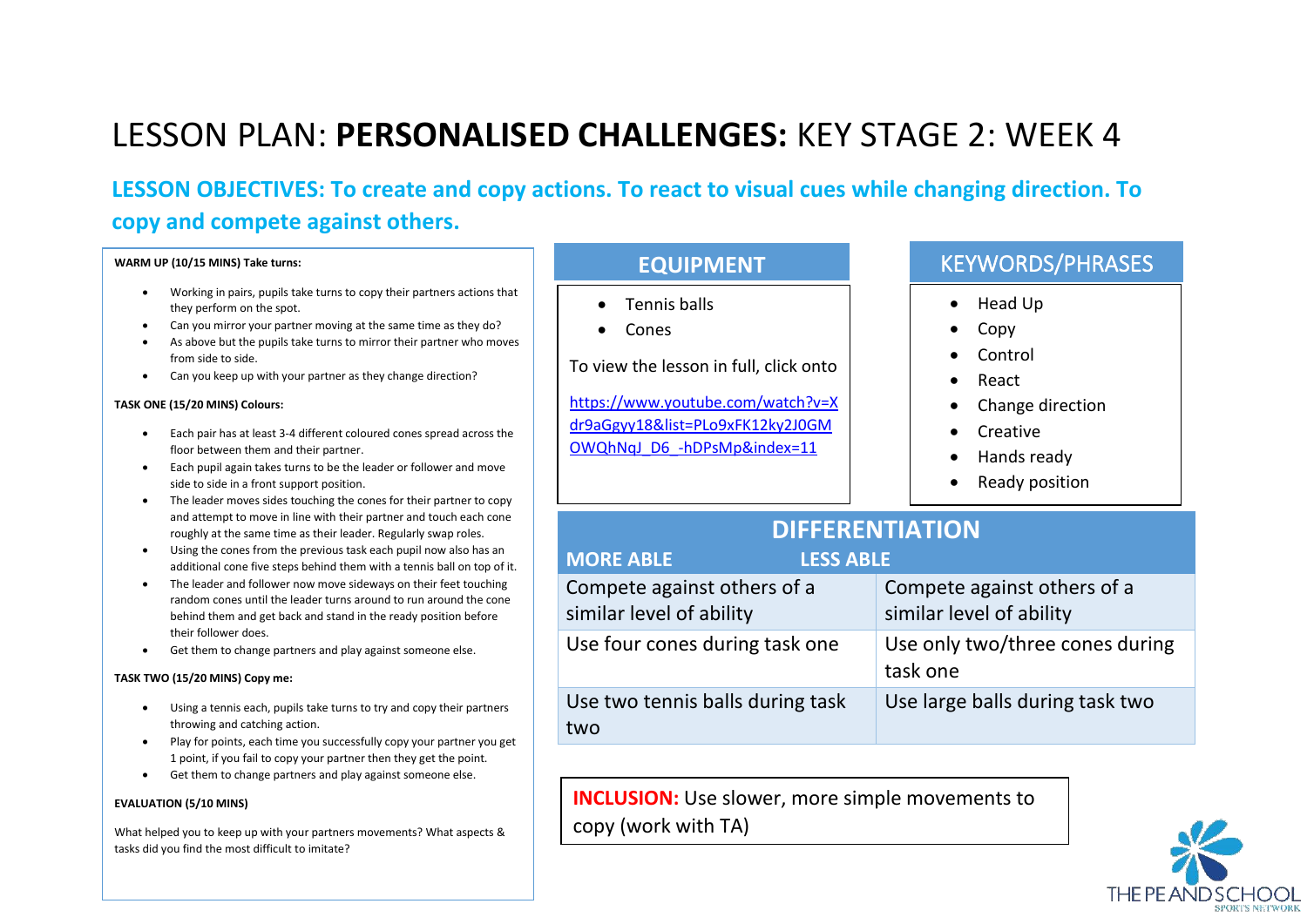# LESSON PLAN: **PERSONALISED CHALLENGES:** KEY STAGE 2: WEEK 4

## LESSON OBJECTIVES: To create and copy actions. To react to visual cues while changing direction. To copy and compete against others.

**WARM UP (10/15 MINS) Take turns:**

- Working in pairs, pupils take turns to copy their partners actions that they perform on the spot.
- Can you mirror your partner moving at the same time as they do?
- As above but the pupils take turns to mirror their partner who moves from side to side.
- Can you keep up with your partner as they change direction?

**TASK ONE (15/20 MINS) Colours:**

- Each pair has at least 3-4 different coloured cones spread across the floor between them and their partner.
- Each pupil again takes turns to be the leader or follower and move side to side in a front support position.
- The leader moves sides touching the cones for their partner to copy and attempt to move in line with their partner and touch each cone roughly at the same time as their leader. Regularly swap roles.
- Using the cones from the previous task each pupil now also has an additional cone five steps behind them with a tennis ball on top of it.
- The leader and follower now move sideways on their feet touching random cones until the leader turns around to run around the cone behind them and get back and stand in the ready position before their follower does.
- Get them to change partners and play against someone else.

**TASK TWO (15/20 MINS) Copy me:**

- Using a tennis each, pupils take turns to try and copy their partners throwing and catching action.
- Play for points, each time you successfully copy your partner you get 1 point, if you fail to copy your partner then they get the point.
- Get them to change partners and play against someone else.

**EVALUATION (5/10 MINS)**

What helped you to keep up with your partners movements? What aspects & tasks did you find the most difficult to imitate?

## EQUIPMENT

- Tennis balls
- Cones

To view the lesson in full, click onto

https://www.youtube.com/watch?v=Xdr9aGgyy18&list=PLo9xFK12ky2J0GMOWQhNqJ_D6_-hDPsMp&index=11

## KEYWORDS/PHRASES

- Head Up
- Copy
- Control
- React
- Change direction
- Creative
- Hands ready
- Ready position

## DIFFERENTIATION

| MORE ABLE | LESS ABLE |
| --- | --- |
| Compete against others of a similar level of ability | Compete against others of a similar level of ability |
| Use four cones during task one | Use only two/three cones during task one |
| Use two tennis balls during task two | Use large balls during task two |

**INCLUSION:** Use slower, more simple movements to copy (work with TA)

THE PE AND SCHOOL SPORTS NETWORK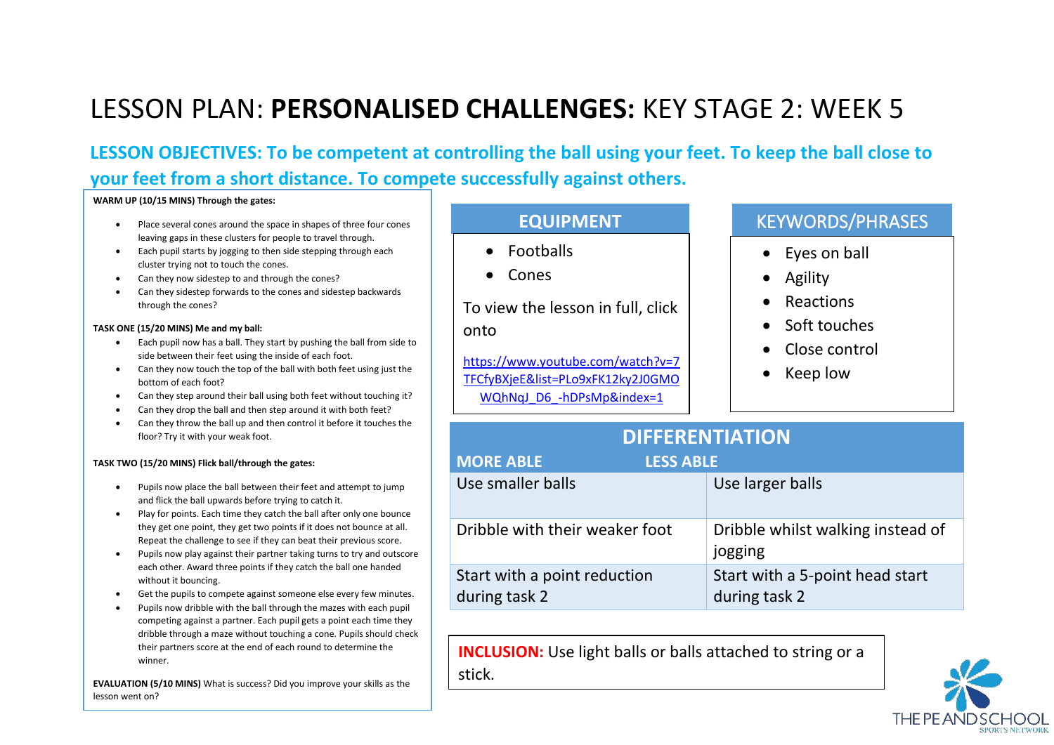# LESSON PLAN: **PERSONALISED CHALLENGES:** KEY STAGE 2: WEEK 5

## LESSON OBJECTIVES: To be competent at controlling the ball using your feet. To keep the ball close to your feet from a short distance. To compete successfully against others.

**WARM UP (10/15 MINS) Through the gates:**

- Place several cones around the space in shapes of three four cones leaving gaps in these clusters for people to travel through.
- Each pupil starts by jogging to then side stepping through each cluster trying not to touch the cones.
- Can they now sidestep to and through the cones?
- Can they sidestep forwards to the cones and sidestep backwards through the cones?

**TASK ONE (15/20 MINS) Me and my ball:**

- Each pupil now has a ball. They start by pushing the ball from side to side between their feet using the inside of each foot.
- Can they now touch the top of the ball with both feet using just the bottom of each foot?
- Can they step around their ball using both feet without touching it?
- Can they drop the ball and then step around it with both feet?
- Can they throw the ball up and then control it before it touches the floor? Try it with your weak foot.

**TASK TWO (15/20 MINS) Flick ball/through the gates:**

- Pupils now place the ball between their feet and attempt to jump and flick the ball upwards before trying to catch it.
- Play for points. Each time they catch the ball after only one bounce they get one point, they get two points if it does not bounce at all. Repeat the challenge to see if they can beat their previous score.
- Pupils now play against their partner taking turns to try and outscore each other. Award three points if they catch the ball one handed without it bouncing.
- Get the pupils to compete against someone else every few minutes.
- Pupils now dribble with the ball through the mazes with each pupil competing against a partner. Each pupil gets a point each time they dribble through a maze without touching a cone. Pupils should check their partners score at the end of each round to determine the winner.

**EVALUATION (5/10 MINS)** What is success? Did you improve your skills as the lesson went on?

## EQUIPMENT

- Footballs
- Cones

To view the lesson in full, click onto

https://www.youtube.com/watch?v=7TFCfyBXjeE&list=PLo9xFK12ky2J0GMOWQhNqJ_D6_-hDPsMp&index=1

## KEYWORDS/PHRASES

- Eyes on ball
- Agility
- Reactions
- Soft touches
- Close control
- Keep low

## DIFFERENTIATION

| MORE ABLE | LESS ABLE |
|---|---|
| Use smaller balls | Use larger balls |
| Dribble with their weaker foot | Dribble whilst walking instead of jogging |
| Start with a point reduction during task 2 | Start with a 5-point head start during task 2 |

**INCLUSION:** Use light balls or balls attached to string or a stick.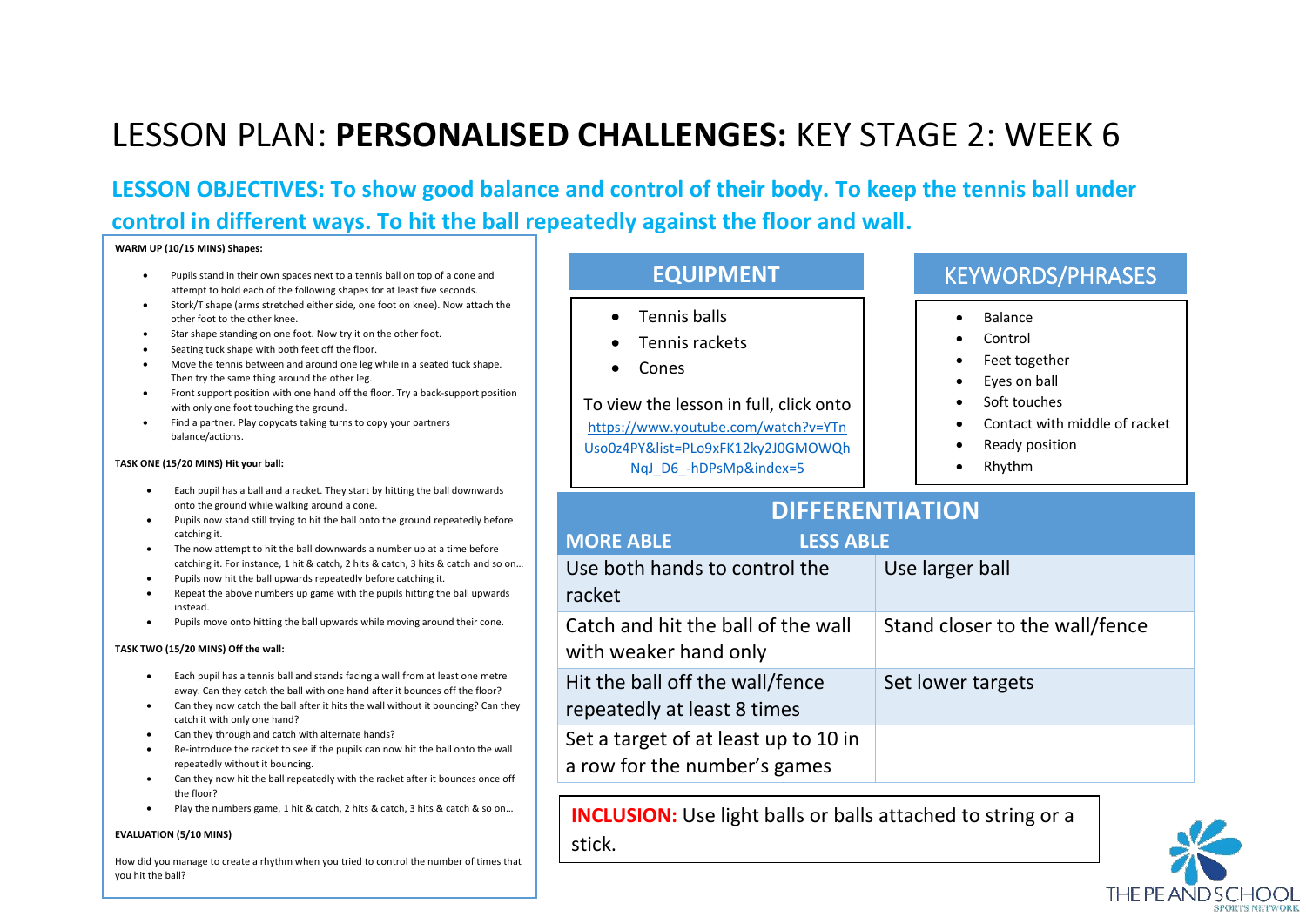# LESSON PLAN: **PERSONALISED CHALLENGES:** KEY STAGE 2: WEEK 6

## LESSON OBJECTIVES: To show good balance and control of their body. To keep the tennis ball under control in different ways. To hit the ball repeatedly against the floor and wall.

**WARM UP (10/15 MINS) Shapes:**

- Pupils stand in their own spaces next to a tennis ball on top of a cone and attempt to hold each of the following shapes for at least five seconds.
- Stork/T shape (arms stretched either side, one foot on knee). Now attach the other foot to the other knee.
- Star shape standing on one foot. Now try it on the other foot.
- Seating tuck shape with both feet off the floor.
- Move the tennis between and around one leg while in a seated tuck shape. Then try the same thing around the other leg.
- Front support position with one hand off the floor. Try a back-support position with only one foot touching the ground.
- Find a partner. Play copycats taking turns to copy your partners balance/actions.

**TASK ONE (15/20 MINS) Hit your ball:**

- Each pupil has a ball and a racket. They start by hitting the ball downwards onto the ground while walking around a cone.
- Pupils now stand still trying to hit the ball onto the ground repeatedly before catching it.
- The now attempt to hit the ball downwards a number up at a time before catching it. For instance, 1 hit & catch, 2 hits & catch, 3 hits & catch and so on…
- Pupils now hit the ball upwards repeatedly before catching it.
- Repeat the above numbers up game with the pupils hitting the ball upwards instead.
- Pupils move onto hitting the ball upwards while moving around their cone.

**TASK TWO (15/20 MINS) Off the wall:**

- Each pupil has a tennis ball and stands facing a wall from at least one metre away. Can they catch the ball with one hand after it bounces off the floor?
- Can they now catch the ball after it hits the wall without it bouncing? Can they catch it with only one hand?
- Can they through and catch with alternate hands?
- Re-introduce the racket to see if the pupils can now hit the ball onto the wall repeatedly without it bouncing.
- Can they now hit the ball repeatedly with the racket after it bounces once off the floor?
- Play the numbers game, 1 hit & catch, 2 hits & catch, 3 hits & catch & so on…

**EVALUATION (5/10 MINS)**

How did you manage to create a rhythm when you tried to control the number of times that you hit the ball?

## EQUIPMENT

- Tennis balls
- Tennis rackets
- Cones

To view the lesson in full, click onto https://www.youtube.com/watch?v=YTnUso0z4PY&list=PLo9xFK12ky2J0GMOWQhNqJ_D6_-hDPsMp&index=5

## KEYWORDS/PHRASES

- Balance
- Control
- Feet together
- Eyes on ball
- Soft touches
- Contact with middle of racket
- Ready position
- Rhythm

## DIFFERENTIATION

| MORE ABLE | LESS ABLE |
|---|---|
| Use both hands to control the racket | Use larger ball |
| Catch and hit the ball of the wall with weaker hand only | Stand closer to the wall/fence |
| Hit the ball off the wall/fence repeatedly at least 8 times | Set lower targets |
| Set a target of at least up to 10 in a row for the number's games | |

**INCLUSION:** Use light balls or balls attached to string or a stick.

THE PE AND SCHOOL SPORTS NETWORK